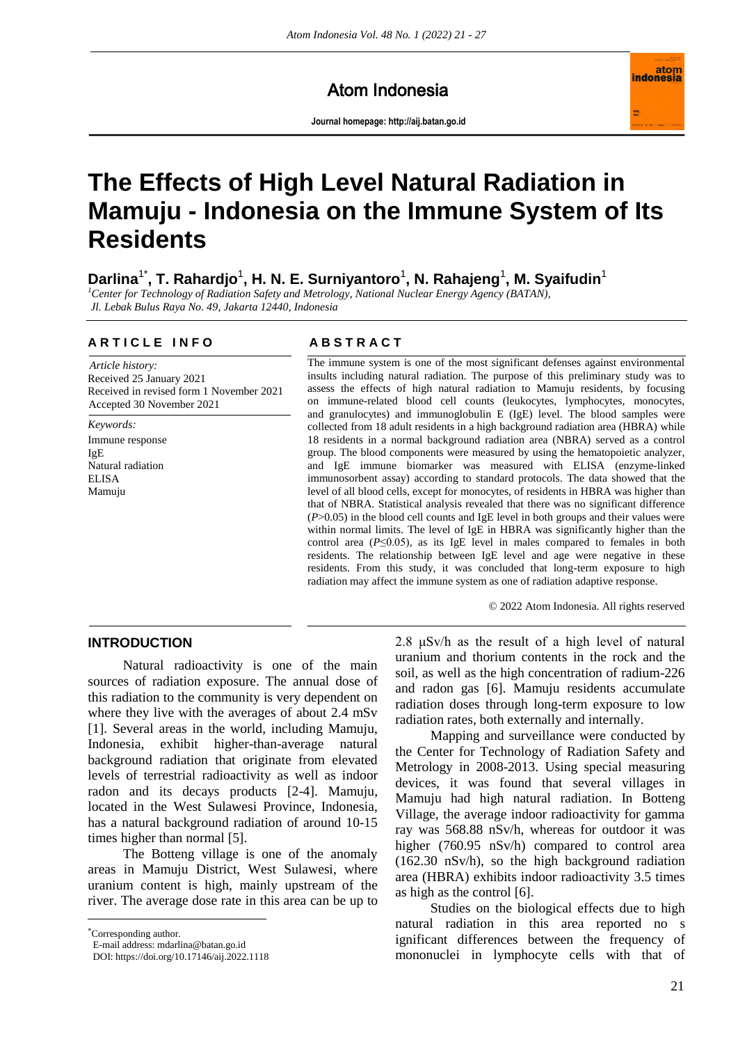Atom Indonesia

Journal homepage: http://aij.batan.go.id

# The Effects of High Level Natural Radiation in Mamuju - Indonesia on the Immune System of Its Residents

**Darlina[1*], T. Rahardjo[1], H. N. E. Surniyantoro[1], N. Rahajeng[1], M. Syaifudin[1]**

[1]*Center for Technology of Radiation Safety and Metrology, National Nuclear Energy Agency (BATAN), Jl. Lebak Bulus Raya No. 49, Jakarta 12440, Indonesia*

**ARTICLE INFO**

*Article history:*
Received 25 January 2021
Received in revised form 1 November 2021
Accepted 30 November 2021

*Keywords:*
Immune response
IgE
Natural radiation
ELISA
Mamuju

**ABSTRACT**

The immune system is one of the most significant defenses against environmental insults including natural radiation. The purpose of this preliminary study was to assess the effects of high natural radiation to Mamuju residents, by focusing on immune-related blood cell counts (leukocytes, lymphocytes, monocytes, and granulocytes) and immunoglobulin E (IgE) level. The blood samples were collected from 18 adult residents in a high background radiation area (HBRA) while 18 residents in a normal background radiation area (NBRA) served as a control group. The blood components were measured by using the hematopoietic analyzer, and IgE immune biomarker was measured with ELISA (enzyme-linked immunosorbent assay) according to standard protocols. The data showed that the level of all blood cells, except for monocytes, of residents in HBRA was higher than that of NBRA. Statistical analysis revealed that there was no significant difference ($P$>0.05) in the blood cell counts and IgE level in both groups and their values were within normal limits. The level of IgE in HBRA was significantly higher than the control area ($P$≤0.05), as its IgE level in males compared to females in both residents. The relationship between IgE level and age were negative in these residents. From this study, it was concluded that long-term exposure to high radiation may affect the immune system as one of radiation adaptive response.

© 2022 Atom Indonesia. All rights reserved

## INTRODUCTION

Natural radioactivity is one of the main sources of radiation exposure. The annual dose of this radiation to the community is very dependent on where they live with the averages of about 2.4 mSv [1]. Several areas in the world, including Mamuju, Indonesia, exhibit higher-than-average natural background radiation that originate from elevated levels of terrestrial radioactivity as well as indoor radon and its decays products [2-4]. Mamuju, located in the West Sulawesi Province, Indonesia, has a natural background radiation of around 10-15 times higher than normal [5].

The Botteng village is one of the anomaly areas in Mamuju District, West Sulawesi, where uranium content is high, mainly upstream of the river. The average dose rate in this area can be up to 2.8 μSv/h as the result of a high level of natural uranium and thorium contents in the rock and the soil, as well as the high concentration of radium-226 and radon gas [6]. Mamuju residents accumulate radiation doses through long-term exposure to low radiation rates, both externally and internally.

Mapping and surveillance were conducted by the Center for Technology of Radiation Safety and Metrology in 2008-2013. Using special measuring devices, it was found that several villages in Mamuju had high natural radiation. In Botteng Village, the average indoor radioactivity for gamma ray was 568.88 nSv/h, whereas for outdoor it was higher (760.95 nSv/h) compared to control area (162.30 nSv/h), so the high background radiation area (HBRA) exhibits indoor radioactivity 3.5 times as high as the control [6].

Studies on the biological effects due to high natural radiation in this area reported no s ignificant differences between the frequency of mononuclei in lymphocyte cells with that of

*Corresponding author.
E-mail address: mdarlina@batan.go.id
DOI: https://doi.org/10.17146/aij.2022.1118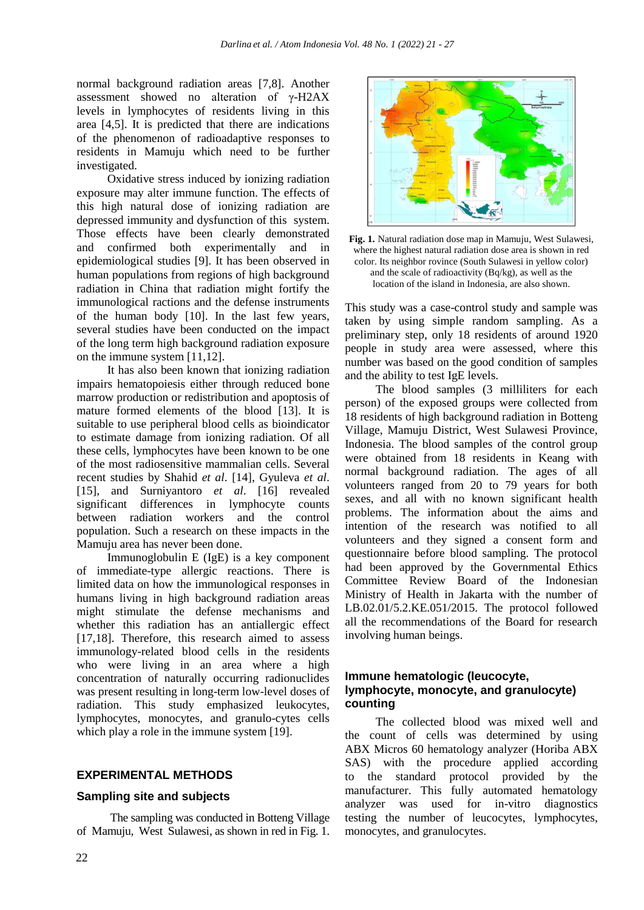normal background radiation areas [7,8]. Another assessment showed no alteration of γ-H2AX levels in lymphocytes of residents living in this area [4,5]. It is predicted that there are indications of the phenomenon of radioadaptive responses to residents in Mamuju which need to be further investigated.

Oxidative stress induced by ionizing radiation exposure may alter immune function. The effects of this high natural dose of ionizing radiation are depressed immunity and dysfunction of this system. Those effects have been clearly demonstrated and confirmed both experimentally and in epidemiological studies [9]. It has been observed in human populations from regions of high background radiation in China that radiation might fortify the immunological ractions and the defense instruments of the human body [10]. In the last few years, several studies have been conducted on the impact of the long term high background radiation exposure on the immune system [11,12].

It has also been known that ionizing radiation impairs hematopoiesis either through reduced bone marrow production or redistribution and apoptosis of mature formed elements of the blood [13]. It is suitable to use peripheral blood cells as bioindicator to estimate damage from ionizing radiation. Of all these cells, lymphocytes have been known to be one of the most radiosensitive mammalian cells. Several recent studies by Shahid *et al*. [14], Gyuleva *et al*. [15], and Surniyantoro *et al*. [16] revealed significant differences in lymphocyte counts between radiation workers and the control population. Such a research on these impacts in the Mamuju area has never been done.

Immunoglobulin E (IgE) is a key component of immediate-type allergic reactions. There is limited data on how the immunological responses in humans living in high background radiation areas might stimulate the defense mechanisms and whether this radiation has an antiallergic effect [17,18]. Therefore, this research aimed to assess immunology-related blood cells in the residents who were living in an area where a high concentration of naturally occurring radionuclides was present resulting in long-term low-level doses of radiation. This study emphasized leukocytes, lymphocytes, monocytes, and granulo-cytes cells which play a role in the immune system [19].

## EXPERIMENTAL METHODS

### Sampling site and subjects

The sampling was conducted in Botteng Village of Mamuju, West Sulawesi, as shown in red in Fig. 1.

**Fig. 1.** Natural radiation dose map in Mamuju, West Sulawesi, where the highest natural radiation dose area is shown in red color. Its neighbor rovince (South Sulawesi in yellow color) and the scale of radioactivity (Bq/kg), as well as the location of the island in Indonesia, are also shown.

This study was a case-control study and sample was taken by using simple random sampling. As a preliminary step, only 18 residents of around 1920 people in study area were assessed, where this number was based on the good condition of samples and the ability to test IgE levels.

The blood samples (3 milliliters for each person) of the exposed groups were collected from 18 residents of high background radiation in Botteng Village, Mamuju District, West Sulawesi Province, Indonesia. The blood samples of the control group were obtained from 18 residents in Keang with normal background radiation. The ages of all volunteers ranged from 20 to 79 years for both sexes, and all with no known significant health problems. The information about the aims and intention of the research was notified to all volunteers and they signed a consent form and questionnaire before blood sampling. The protocol had been approved by the Governmental Ethics Committee Review Board of the Indonesian Ministry of Health in Jakarta with the number of LB.02.01/5.2.KE.051/2015. The protocol followed all the recommendations of the Board for research involving human beings.

### Immune hematologic (leucocyte, lymphocyte, monocyte, and granulocyte) counting

The collected blood was mixed well and the count of cells was determined by using ABX Micros 60 hematology analyzer (Horiba ABX SAS) with the procedure applied according to the standard protocol provided by the manufacturer. This fully automated hematology analyzer was used for in-vitro diagnostics testing the number of leucocytes, lymphocytes, monocytes, and granulocytes.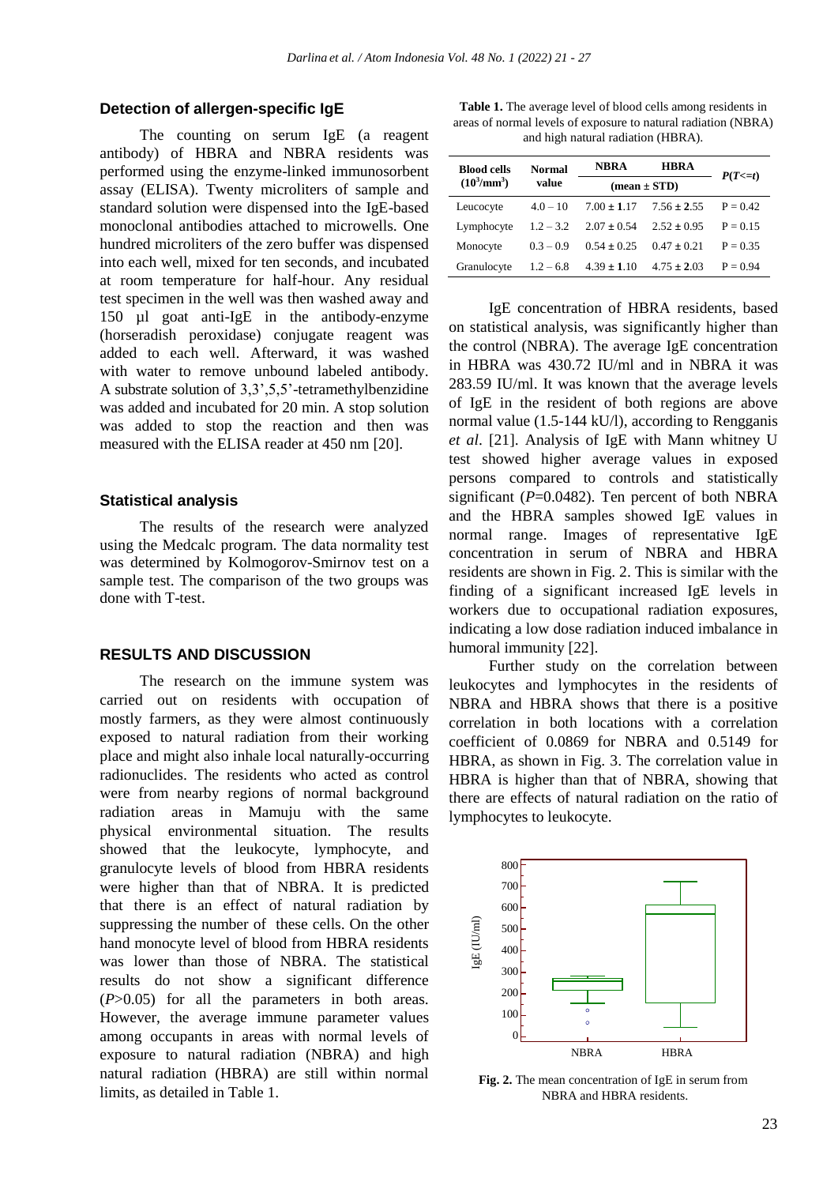### Detection of allergen-specific IgE

The counting on serum IgE (a reagent antibody) of HBRA and NBRA residents was performed using the enzyme-linked immunosorbent assay (ELISA). Twenty microliters of sample and standard solution were dispensed into the IgE-based monoclonal antibodies attached to microwells. One hundred microliters of the zero buffer was dispensed into each well, mixed for ten seconds, and incubated at room temperature for half-hour. Any residual test specimen in the well was then washed away and 150 µl goat anti-IgE in the antibody-enzyme (horseradish peroxidase) conjugate reagent was added to each well. Afterward, it was washed with water to remove unbound labeled antibody. A substrate solution of 3,3',5,5'-tetramethylbenzidine was added and incubated for 20 min. A stop solution was added to stop the reaction and then was measured with the ELISA reader at 450 nm [20].

### Statistical analysis

The results of the research were analyzed using the Medcalc program. The data normality test was determined by Kolmogorov-Smirnov test on a sample test. The comparison of the two groups was done with T-test.

## RESULTS AND DISCUSSION

The research on the immune system was carried out on residents with occupation of mostly farmers, as they were almost continuously exposed to natural radiation from their working place and might also inhale local naturally-occurring radionuclides. The residents who acted as control were from nearby regions of normal background radiation areas in Mamuju with the same physical environmental situation. The results showed that the leukocyte, lymphocyte, and granulocyte levels of blood from HBRA residents were higher than that of NBRA. It is predicted that there is an effect of natural radiation by suppressing the number of these cells. On the other hand monocyte level of blood from HBRA residents was lower than those of NBRA. The statistical results do not show a significant difference ($P>0.05$) for all the parameters in both areas. However, the average immune parameter values among occupants in areas with normal levels of exposure to natural radiation (NBRA) and high natural radiation (HBRA) are still within normal limits, as detailed in Table 1.

**Table 1.** The average level of blood cells among residents in areas of normal levels of exposure to natural radiation (NBRA) and high natural radiation (HBRA).

| Blood cells ($10^3$/mm$^3$) | Normal value | NBRA | HBRA | $P(T<=t)$ |
|---|---|---|---|---|
| | | (mean ± STD) | | |
| Leucocyte | 4.0 – 10 | 7.00 ± 1.17 | 7.56 ± 2.55 | P = 0.42 |
| Lymphocyte | 1.2 – 3.2 | 2.07 ± 0.54 | 2.52 ± 0.95 | P = 0.15 |
| Monocyte | 0.3 – 0.9 | 0.54 ± 0.25 | 0.47 ± 0.21 | P = 0.35 |
| Granulocyte | 1.2 – 6.8 | 4.39 ± 1.10 | 4.75 ± 2.03 | P = 0.94 |

IgE concentration of HBRA residents, based on statistical analysis, was significantly higher than the control (NBRA). The average IgE concentration in HBRA was 430.72 IU/ml and in NBRA it was 283.59 IU/ml. It was known that the average levels of IgE in the resident of both regions are above normal value (1.5-144 kU/l), according to Rengganis *et al*. [21]. Analysis of IgE with Mann whitney U test showed higher average values in exposed persons compared to controls and statistically significant ($P$=0.0482). Ten percent of both NBRA and the HBRA samples showed IgE values in normal range. Images of representative IgE concentration in serum of NBRA and HBRA residents are shown in Fig. 2. This is similar with the finding of a significant increased IgE levels in workers due to occupational radiation exposures, indicating a low dose radiation induced imbalance in humoral immunity [22].

Further study on the correlation between leukocytes and lymphocytes in the residents of NBRA and HBRA shows that there is a positive correlation in both locations with a correlation coefficient of 0.0869 for NBRA and 0.5149 for HBRA, as shown in Fig. 3. The correlation value in HBRA is higher than that of NBRA, showing that there are effects of natural radiation on the ratio of lymphocytes to leukocyte.

IgE (IU/ml)
800
700
600
500
400
300
200
100
0
NBRA
HBRA

**Fig. 2.** The mean concentration of IgE in serum from NBRA and HBRA residents.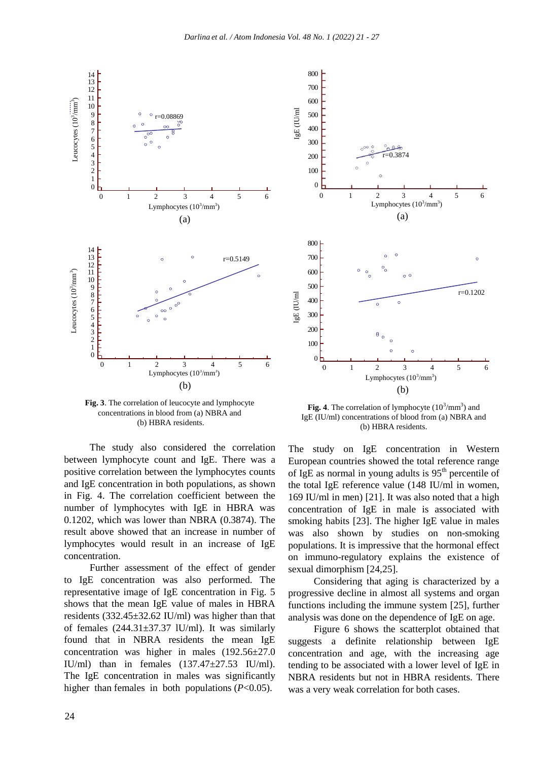Leucocytes ($10^3$/mm$^3$)

r=0.08869

Lymphocytes ($10^3$/mm$^3$)

(a)

Leucocytes ($10^3$/mm$^3$)

r=0.5149

Lymphocytes ($10^3$/mm$^3$)

(b)

**Fig. 3**. The correlation of leucocyte and lymphocyte concentrations in blood from (a) NBRA and (b) HBRA residents.

IgE (IU/ml)

r=0.3874

Lymphocytes ($10^3$/mm$^3$)

(a)

IgE (IU/ml)

r=0.1202

Lymphocytes ($10^3$/mm$^3$)

(b)

**Fig. 4**. The correlation of lymphocyte ($10^3$/mm$^3$) and IgE (IU/ml) concentrations of blood from (a) NBRA and (b) HBRA residents.

The study also considered the correlation between lymphocyte count and IgE. There was a positive correlation between the lymphocytes counts and IgE concentration in both populations, as shown in Fig. 4. The correlation coefficient between the number of lymphocytes with IgE in HBRA was 0.1202, which was lower than NBRA (0.3874). The result above showed that an increase in number of lymphocytes would result in an increase of IgE concentration.

Further assessment of the effect of gender to IgE concentration was also performed. The representative image of IgE concentration in Fig. 5 shows that the mean IgE value of males in HBRA residents (332.45±32.62 IU/ml) was higher than that of females (244.31±37.37 lU/ml). It was similarly found that in NBRA residents the mean IgE concentration was higher in males (192.56±27.0 IU/ml) than in females (137.47±27.53 IU/ml). The IgE concentration in males was significantly higher than females in both populations ($P$<0.05).

The study on IgE concentration in Western European countries showed the total reference range of IgE as normal in young adults is 95$^{th}$ percentile of the total IgE reference value (148 IU/ml in women, 169 IU/ml in men) [21]. It was also noted that a high concentration of IgE in male is associated with smoking habits [23]. The higher IgE value in males was also shown by studies on non-smoking populations. It is impressive that the hormonal effect on immuno-regulatory explains the existence of sexual dimorphism [24,25].

Considering that aging is characterized by a progressive decline in almost all systems and organ functions including the immune system [25], further analysis was done on the dependence of IgE on age.

Figure 6 shows the scatterplot obtained that suggests a definite relationship between IgE concentration and age, with the increasing age tending to be associated with a lower level of IgE in NBRA residents but not in HBRA residents. There was a very weak correlation for both cases.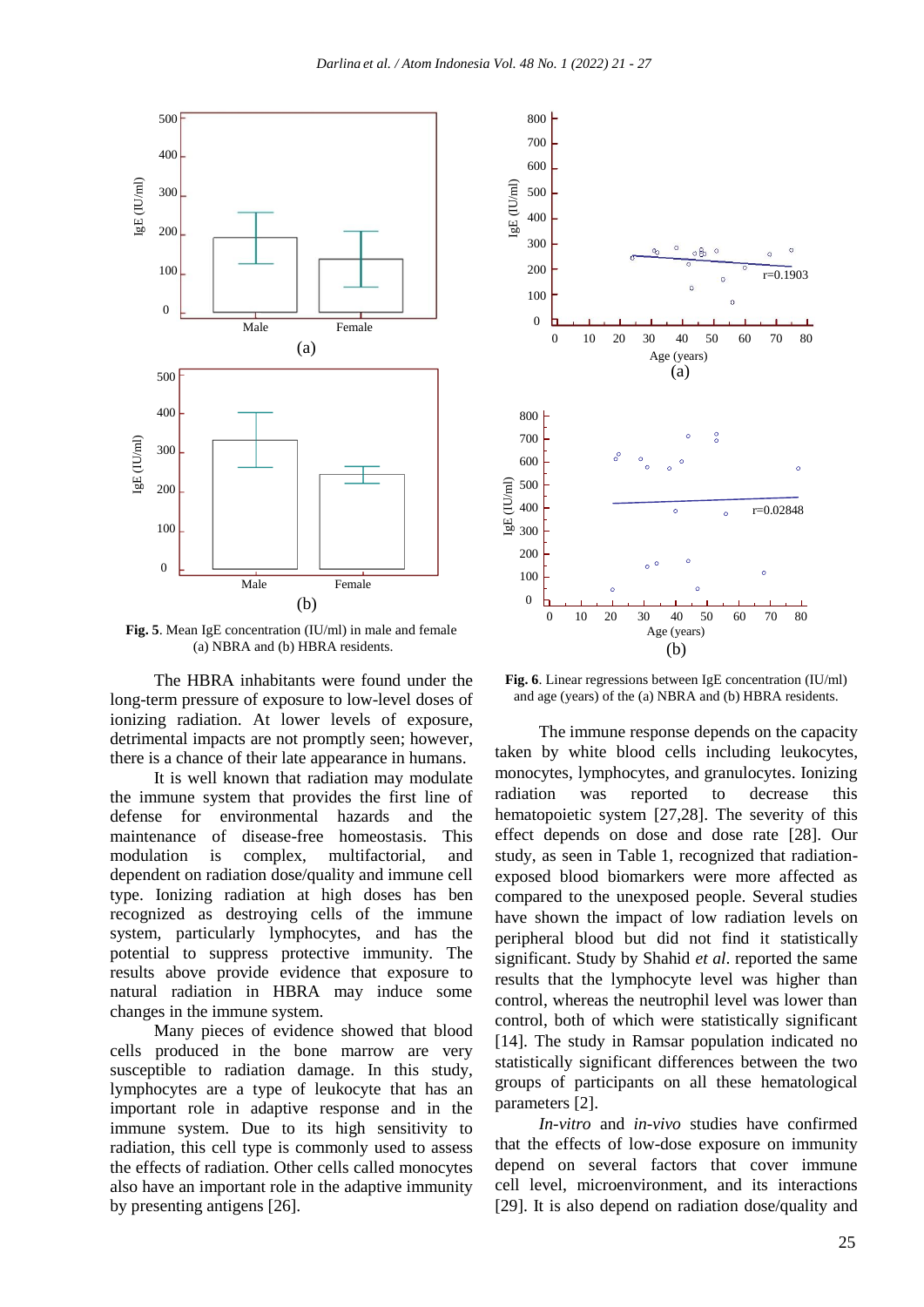500
400
300
200
100
0
IgE (IU/ml)
Male
Female
(a)

500
400
300
200
100
0
IgE (IU/ml)
Male
Female
(b)

**Fig. 5**. Mean IgE concentration (IU/ml) in male and female (a) NBRA and (b) HBRA residents.

800
700
600
500
400
300
200
100
0
IgE (IU/ml)
r=0.1903
0 10 20 30 40 50 60 70 80
Age (years)
(a)

800
700
600
500
400
300
200
100
0
IgE (IU/ml)
r=0.02848
0 10 20 30 40 50 60 70 80
Age (years)
(b)

**Fig. 6**. Linear regressions between IgE concentration (IU/ml) and age (years) of the (a) NBRA and (b) HBRA residents.

The HBRA inhabitants were found under the long-term pressure of exposure to low-level doses of ionizing radiation. At lower levels of exposure, detrimental impacts are not promptly seen; however, there is a chance of their late appearance in humans.

It is well known that radiation may modulate the immune system that provides the first line of defense for environmental hazards and the maintenance of disease-free homeostasis. This modulation is complex, multifactorial, and dependent on radiation dose/quality and immune cell type. Ionizing radiation at high doses has ben recognized as destroying cells of the immune system, particularly lymphocytes, and has the potential to suppress protective immunity. The results above provide evidence that exposure to natural radiation in HBRA may induce some changes in the immune system.

Many pieces of evidence showed that blood cells produced in the bone marrow are very susceptible to radiation damage. In this study, lymphocytes are a type of leukocyte that has an important role in adaptive response and in the immune system. Due to its high sensitivity to radiation, this cell type is commonly used to assess the effects of radiation. Other cells called monocytes also have an important role in the adaptive immunity by presenting antigens [26].

The immune response depends on the capacity taken by white blood cells including leukocytes, monocytes, lymphocytes, and granulocytes. Ionizing radiation was reported to decrease this hematopoietic system [27,28]. The severity of this effect depends on dose and dose rate [28]. Our study, as seen in Table 1, recognized that radiation-exposed blood biomarkers were more affected as compared to the unexposed people. Several studies have shown the impact of low radiation levels on peripheral blood but did not find it statistically significant. Study by Shahid *et al*. reported the same results that the lymphocyte level was higher than control, whereas the neutrophil level was lower than control, both of which were statistically significant [14]. The study in Ramsar population indicated no statistically significant differences between the two groups of participants on all these hematological parameters [2].

*In-vitro* and *in-vivo* studies have confirmed that the effects of low-dose exposure on immunity depend on several factors that cover immune cell level, microenvironment, and its interactions [29]. It is also depend on radiation dose/quality and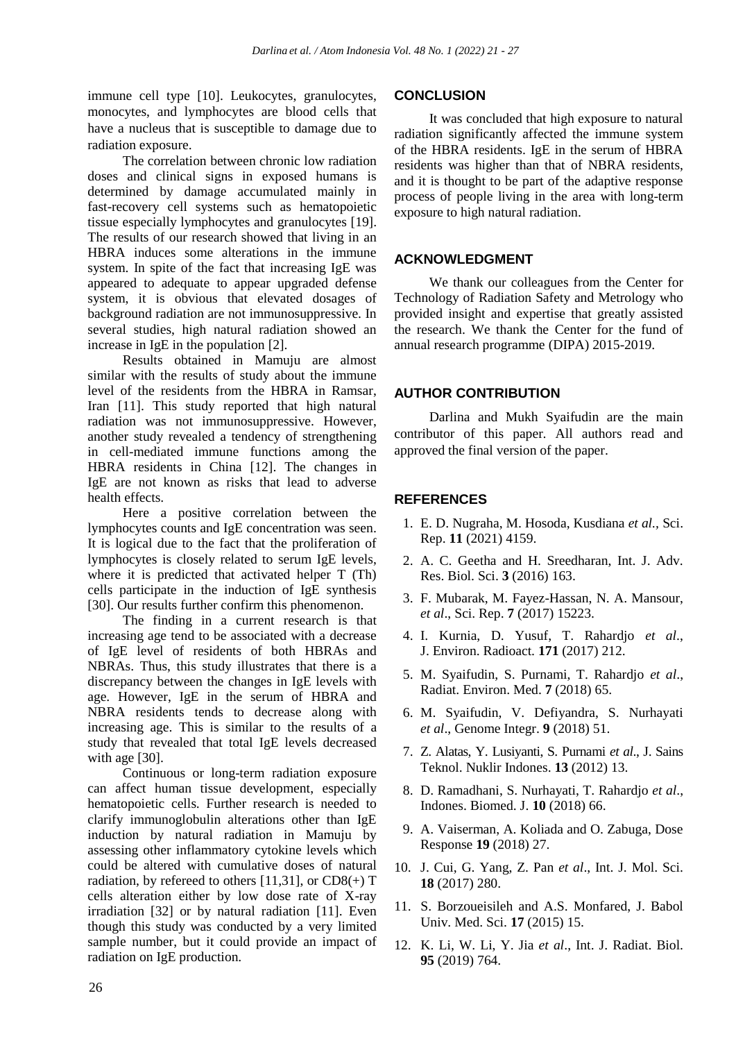immune cell type [10]. Leukocytes, granulocytes, monocytes, and lymphocytes are blood cells that have a nucleus that is susceptible to damage due to radiation exposure.

The correlation between chronic low radiation doses and clinical signs in exposed humans is determined by damage accumulated mainly in fast-recovery cell systems such as hematopoietic tissue especially lymphocytes and granulocytes [19]. The results of our research showed that living in an HBRA induces some alterations in the immune system. In spite of the fact that increasing IgE was appeared to adequate to appear upgraded defense system, it is obvious that elevated dosages of background radiation are not immunosuppressive. In several studies, high natural radiation showed an increase in IgE in the population [2].

Results obtained in Mamuju are almost similar with the results of study about the immune level of the residents from the HBRA in Ramsar, Iran [11]. This study reported that high natural radiation was not immunosuppressive. However, another study revealed a tendency of strengthening in cell-mediated immune functions among the HBRA residents in China [12]. The changes in IgE are not known as risks that lead to adverse health effects.

Here a positive correlation between the lymphocytes counts and IgE concentration was seen. It is logical due to the fact that the proliferation of lymphocytes is closely related to serum IgE levels, where it is predicted that activated helper T (Th) cells participate in the induction of IgE synthesis [30]. Our results further confirm this phenomenon.

The finding in a current research is that increasing age tend to be associated with a decrease of IgE level of residents of both HBRAs and NBRAs. Thus, this study illustrates that there is a discrepancy between the changes in IgE levels with age. However, IgE in the serum of HBRA and NBRA residents tends to decrease along with increasing age. This is similar to the results of a study that revealed that total IgE levels decreased with age [30].

Continuous or long-term radiation exposure can affect human tissue development, especially hematopoietic cells. Further research is needed to clarify immunoglobulin alterations other than IgE induction by natural radiation in Mamuju by assessing other inflammatory cytokine levels which could be altered with cumulative doses of natural radiation, by refereed to others [11,31], or CD8(+) T cells alteration either by low dose rate of X-ray irradiation [32] or by natural radiation [11]. Even though this study was conducted by a very limited sample number, but it could provide an impact of radiation on IgE production.

## CONCLUSION

It was concluded that high exposure to natural radiation significantly affected the immune system of the HBRA residents. IgE in the serum of HBRA residents was higher than that of NBRA residents, and it is thought to be part of the adaptive response process of people living in the area with long-term exposure to high natural radiation.

## ACKNOWLEDGMENT

We thank our colleagues from the Center for Technology of Radiation Safety and Metrology who provided insight and expertise that greatly assisted the research. We thank the Center for the fund of annual research programme (DIPA) 2015-2019.

## AUTHOR CONTRIBUTION

Darlina and Mukh Syaifudin are the main contributor of this paper. All authors read and approved the final version of the paper.

## REFERENCES

1. E. D. Nugraha, M. Hosoda, Kusdiana *et al.,* Sci. Rep. **11** (2021) 4159.
2. A. C. Geetha and H. Sreedharan, Int. J. Adv. Res. Biol. Sci. **3** (2016) 163.
3. F. Mubarak, M. Fayez-Hassan, N. A. Mansour, *et al*., Sci. Rep. **7** (2017) 15223.
4. I. Kurnia, D. Yusuf, T. Rahardjo *et al*., J. Environ. Radioact. **171** (2017) 212.
5. M. Syaifudin, S. Purnami, T. Rahardjo *et al*., Radiat. Environ. Med. **7** (2018) 65.
6. M. Syaifudin, V. Defiyandra, S. Nurhayati *et al*., Genome Integr. **9** (2018) 51.
7. Z. Alatas, Y. Lusiyanti, S. Purnami *et al*., J. Sains Teknol. Nuklir Indones. **13** (2012) 13.
8. D. Ramadhani, S. Nurhayati, T. Rahardjo *et al*., Indones. Biomed. J. **10** (2018) 66.
9. A. Vaiserman, A. Koliada and O. Zabuga, Dose Response **19** (2018) 27.
10. J. Cui, G. Yang, Z. Pan *et al*., Int. J. Mol. Sci. **18** (2017) 280.
11. S. Borzoueisileh and A.S. Monfared, J. Babol Univ. Med. Sci. **17** (2015) 15.
12. K. Li, W. Li, Y. Jia *et al*., Int. J. Radiat. Biol. **95** (2019) 764.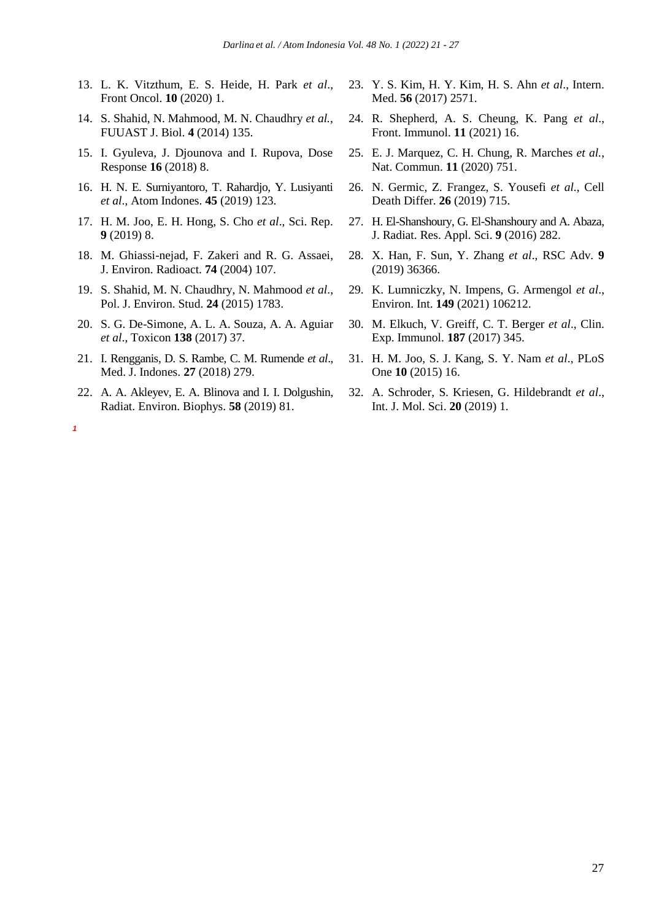13. L. K. Vitzthum, E. S. Heide, H. Park *et al*., Front Oncol. **10** (2020) 1.
14. S. Shahid, N. Mahmood, M. N. Chaudhry *et al.*, FUUAST J. Biol. **4** (2014) 135.
15. I. Gyuleva, J. Djounova and I. Rupova, Dose Response **16** (2018) 8.
16. H. N. E. Surniyantoro, T. Rahardjo, Y. Lusiyanti *et al*., Atom Indones. **45** (2019) 123.
17. H. M. Joo, E. H. Hong, S. Cho *et al*., Sci. Rep. **9** (2019) 8.
18. M. Ghiassi-nejad, F. Zakeri and R. G. Assaei, J. Environ. Radioact. **74** (2004) 107.
19. S. Shahid, M. N. Chaudhry, N. Mahmood *et al*., Pol. J. Environ. Stud. **24** (2015) 1783.
20. S. G. De-Simone, A. L. A. Souza, A. A. Aguiar *et al*., Toxicon **138** (2017) 37.
21. I. Rengganis, D. S. Rambe, C. M. Rumende *et al*., Med. J. Indones. **27** (2018) 279.
22. A. A. Akleyev, E. A. Blinova and I. I. Dolgushin, Radiat. Environ. Biophys. **58** (2019) 81.
23. Y. S. Kim, H. Y. Kim, H. S. Ahn *et al*., Intern. Med. **56** (2017) 2571.
24. R. Shepherd, A. S. Cheung, K. Pang *et al*., Front. Immunol. **11** (2021) 16.
25. E. J. Marquez, C. H. Chung, R. Marches *et al.*, Nat. Commun. **11** (2020) 751.
26. N. Germic, Z. Frangez, S. Yousefi *et al*., Cell Death Differ. **26** (2019) 715.
27. H. El-Shanshoury, G. El-Shanshoury and A. Abaza, J. Radiat. Res. Appl. Sci. **9** (2016) 282.
28. X. Han, F. Sun, Y. Zhang *et al*., RSC Adv. **9** (2019) 36366.
29. K. Lumniczky, N. Impens, G. Armengol *et al*., Environ. Int. **149** (2021) 106212.
30. M. Elkuch, V. Greiff, C. T. Berger *et al*., Clin. Exp. Immunol. **187** (2017) 345.
31. H. M. Joo, S. J. Kang, S. Y. Nam *et al*., PLoS One **10** (2015) 16.
32. A. Schroder, S. Kriesen, G. Hildebrandt *et al*., Int. J. Mol. Sci. **20** (2019) 1.